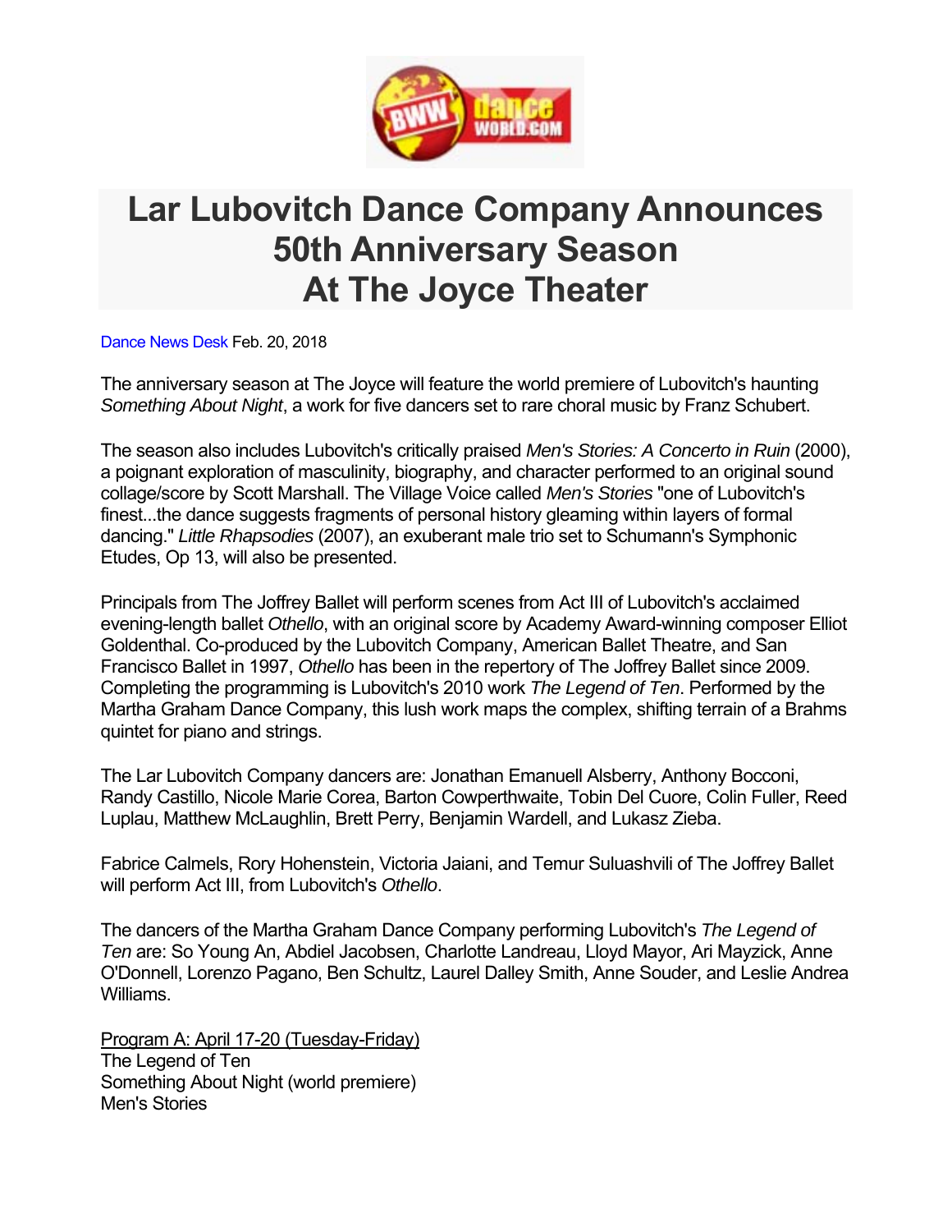# Lar Lubovitch Dance Company Announces 50th Anniversary Season At The Joyce Theater

Dance News Desk Feb. 20, 2018

The anniversary season at The Joyce will feature the world premiere of Lubovitch's haunting *Something About Night*, a work for five dancers set to rare choral music by Franz Schubert.

The season also includes Lubovitch's critically praised *Men's Stories: A Concerto in Ruin* (2000), a poignant exploration of masculinity, biography, and character performed to an original sound collage/score by Scott Marshall. The Village Voice called *Men's Stories* "one of Lubovitch's finest...the dance suggests fragments of personal history gleaming within layers of formal dancing." *Little Rhapsodies* (2007), an exuberant male trio set to Schumann's Symphonic Etudes, Op 13, will also be presented.

Principals from The Joffrey Ballet will perform scenes from Act III of Lubovitch's acclaimed evening-length ballet *Othello*, with an original score by Academy Award-winning composer Elliot Goldenthal. Co-produced by the Lubovitch Company, American Ballet Theatre, and San Francisco Ballet in 1997, *Othello* has been in the repertory of The Joffrey Ballet since 2009. Completing the programming is Lubovitch's 2010 work *The Legend of Ten*. Performed by the Martha Graham Dance Company, this lush work maps the complex, shifting terrain of a Brahms quintet for piano and strings.

The Lar Lubovitch Company dancers are: Jonathan Emanuell Alsberry, Anthony Bocconi, Randy Castillo, Nicole Marie Corea, Barton Cowperthwaite, Tobin Del Cuore, Colin Fuller, Reed Luplau, Matthew McLaughlin, Brett Perry, Benjamin Wardell, and Lukasz Zieba.

Fabrice Calmels, Rory Hohenstein, Victoria Jaiani, and Temur Suluashvili of The Joffrey Ballet will perform Act III, from Lubovitch's *Othello*.

The dancers of the Martha Graham Dance Company performing Lubovitch's *The Legend of Ten* are: So Young An, Abdiel Jacobsen, Charlotte Landreau, Lloyd Mayor, Ari Mayzick, Anne O'Donnell, Lorenzo Pagano, Ben Schultz, Laurel Dalley Smith, Anne Souder, and Leslie Andrea Williams.

Program A: April 17-20 (Tuesday-Friday)
The Legend of Ten
Something About Night (world premiere)
Men's Stories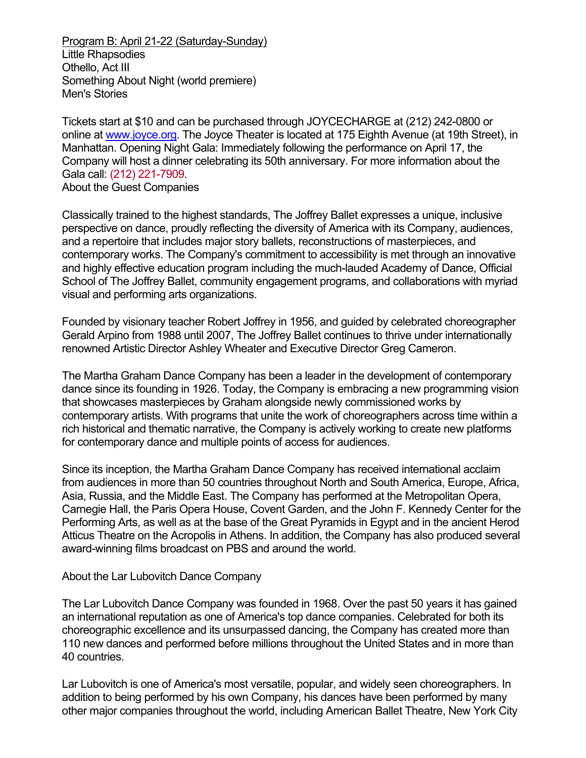Program B: April 21-22 (Saturday-Sunday)
Little Rhapsodies
Othello, Act III
Something About Night (world premiere)
Men's Stories

Tickets start at $10 and can be purchased through JOYCECHARGE at (212) 242-0800 or online at [www.joyce.org](http://www.joyce.org). The Joyce Theater is located at 175 Eighth Avenue (at 19th Street), in Manhattan. Opening Night Gala: Immediately following the performance on April 17, the Company will host a dinner celebrating its 50th anniversary. For more information about the Gala call: (212) 221-7909.
About the Guest Companies

Classically trained to the highest standards, The Joffrey Ballet expresses a unique, inclusive perspective on dance, proudly reflecting the diversity of America with its Company, audiences, and a repertoire that includes major story ballets, reconstructions of masterpieces, and contemporary works. The Company's commitment to accessibility is met through an innovative and highly effective education program including the much-lauded Academy of Dance, Official School of The Joffrey Ballet, community engagement programs, and collaborations with myriad visual and performing arts organizations.

Founded by visionary teacher Robert Joffrey in 1956, and guided by celebrated choreographer Gerald Arpino from 1988 until 2007, The Joffrey Ballet continues to thrive under internationally renowned Artistic Director Ashley Wheater and Executive Director Greg Cameron.

The Martha Graham Dance Company has been a leader in the development of contemporary dance since its founding in 1926. Today, the Company is embracing a new programming vision that showcases masterpieces by Graham alongside newly commissioned works by contemporary artists. With programs that unite the work of choreographers across time within a rich historical and thematic narrative, the Company is actively working to create new platforms for contemporary dance and multiple points of access for audiences.

Since its inception, the Martha Graham Dance Company has received international acclaim from audiences in more than 50 countries throughout North and South America, Europe, Africa, Asia, Russia, and the Middle East. The Company has performed at the Metropolitan Opera, Carnegie Hall, the Paris Opera House, Covent Garden, and the John F. Kennedy Center for the Performing Arts, as well as at the base of the Great Pyramids in Egypt and in the ancient Herod Atticus Theatre on the Acropolis in Athens. In addition, the Company has also produced several award-winning films broadcast on PBS and around the world.

About the Lar Lubovitch Dance Company

The Lar Lubovitch Dance Company was founded in 1968. Over the past 50 years it has gained an international reputation as one of America's top dance companies. Celebrated for both its choreographic excellence and its unsurpassed dancing, the Company has created more than 110 new dances and performed before millions throughout the United States and in more than 40 countries.

Lar Lubovitch is one of America's most versatile, popular, and widely seen choreographers. In addition to being performed by his own Company, his dances have been performed by many other major companies throughout the world, including American Ballet Theatre, New York City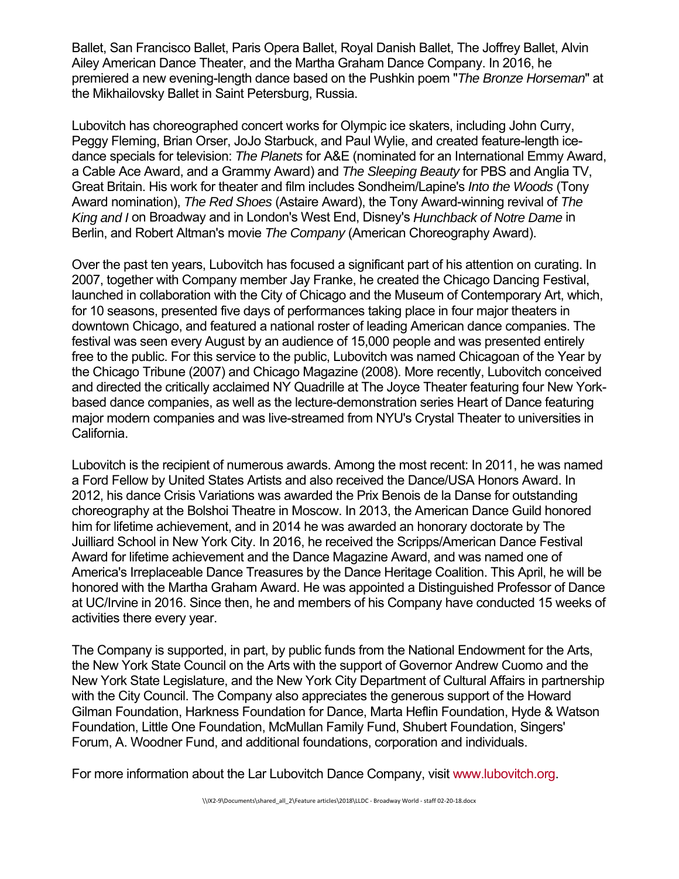Ballet, San Francisco Ballet, Paris Opera Ballet, Royal Danish Ballet, The Joffrey Ballet, Alvin Ailey American Dance Theater, and the Martha Graham Dance Company. In 2016, he premiered a new evening-length dance based on the Pushkin poem "*The Bronze Horseman*" at the Mikhailovsky Ballet in Saint Petersburg, Russia.

Lubovitch has choreographed concert works for Olympic ice skaters, including John Curry, Peggy Fleming, Brian Orser, JoJo Starbuck, and Paul Wylie, and created feature-length ice-dance specials for television: *The Planets* for A&E (nominated for an International Emmy Award, a Cable Ace Award, and a Grammy Award) and *The Sleeping Beauty* for PBS and Anglia TV, Great Britain. His work for theater and film includes Sondheim/Lapine's *Into the Woods* (Tony Award nomination), *The Red Shoes* (Astaire Award), the Tony Award-winning revival of *The King and I* on Broadway and in London's West End, Disney's *Hunchback of Notre Dame* in Berlin, and Robert Altman's movie *The Company* (American Choreography Award).

Over the past ten years, Lubovitch has focused a significant part of his attention on curating. In 2007, together with Company member Jay Franke, he created the Chicago Dancing Festival, launched in collaboration with the City of Chicago and the Museum of Contemporary Art, which, for 10 seasons, presented five days of performances taking place in four major theaters in downtown Chicago, and featured a national roster of leading American dance companies. The festival was seen every August by an audience of 15,000 people and was presented entirely free to the public. For this service to the public, Lubovitch was named Chicagoan of the Year by the Chicago Tribune (2007) and Chicago Magazine (2008). More recently, Lubovitch conceived and directed the critically acclaimed NY Quadrille at The Joyce Theater featuring four New York-based dance companies, as well as the lecture-demonstration series Heart of Dance featuring major modern companies and was live-streamed from NYU's Crystal Theater to universities in California.

Lubovitch is the recipient of numerous awards. Among the most recent: In 2011, he was named a Ford Fellow by United States Artists and also received the Dance/USA Honors Award. In 2012, his dance Crisis Variations was awarded the Prix Benois de la Danse for outstanding choreography at the Bolshoi Theatre in Moscow. In 2013, the American Dance Guild honored him for lifetime achievement, and in 2014 he was awarded an honorary doctorate by The Juilliard School in New York City. In 2016, he received the Scripps/American Dance Festival Award for lifetime achievement and the Dance Magazine Award, and was named one of America's Irreplaceable Dance Treasures by the Dance Heritage Coalition. This April, he will be honored with the Martha Graham Award. He was appointed a Distinguished Professor of Dance at UC/Irvine in 2016. Since then, he and members of his Company have conducted 15 weeks of activities there every year.

The Company is supported, in part, by public funds from the National Endowment for the Arts, the New York State Council on the Arts with the support of Governor Andrew Cuomo and the New York State Legislature, and the New York City Department of Cultural Affairs in partnership with the City Council. The Company also appreciates the generous support of the Howard Gilman Foundation, Harkness Foundation for Dance, Marta Heflin Foundation, Hyde & Watson Foundation, Little One Foundation, McMullan Family Fund, Shubert Foundation, Singers' Forum, A. Woodner Fund, and additional foundations, corporation and individuals.

For more information about the Lar Lubovitch Dance Company, visit www.lubovitch.org.